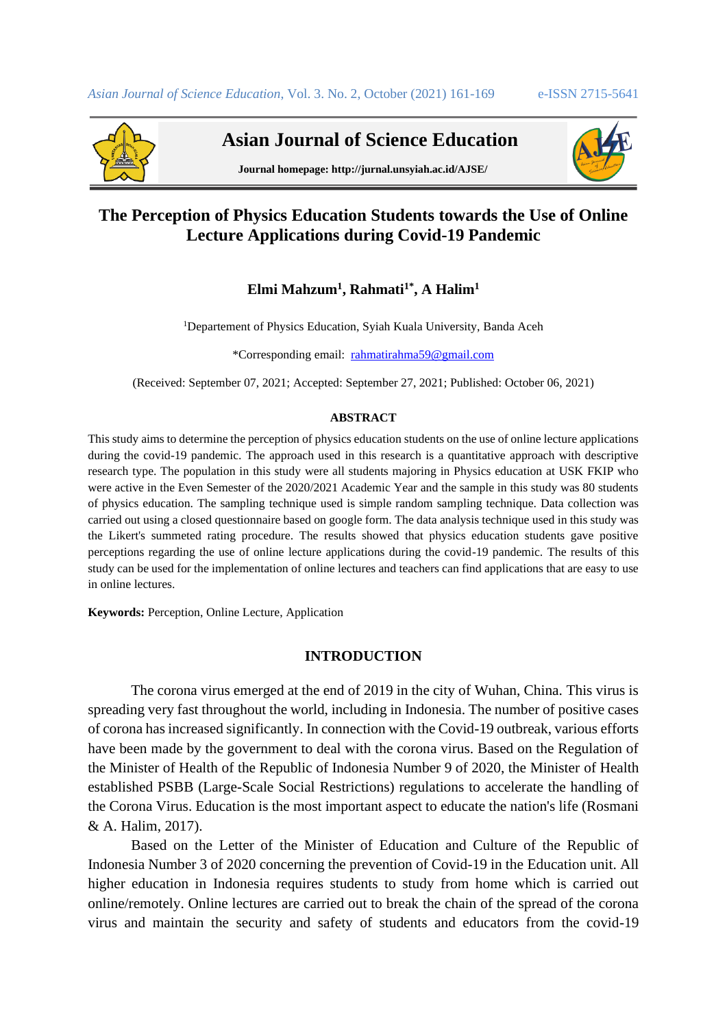# The Perception of Physics Education Students towards the Use of Online Lecture Applications during Covid-19 Pandemic

**Elmi Mahzum[1], Rahmati[1*], A Halim[1]**

[1]Departement of Physics Education, Syiah Kuala University, Banda Aceh

*Corresponding email: rahmatirahma59@gmail.com

(Received: September 07, 2021; Accepted: September 27, 2021; Published: October 06, 2021)

#### ABSTRACT

This study aims to determine the perception of physics education students on the use of online lecture applications during the covid-19 pandemic. The approach used in this research is a quantitative approach with descriptive research type. The population in this study were all students majoring in Physics education at USK FKIP who were active in the Even Semester of the 2020/2021 Academic Year and the sample in this study was 80 students of physics education. The sampling technique used is simple random sampling technique. Data collection was carried out using a closed questionnaire based on google form. The data analysis technique used in this study was the Likert's summeted rating procedure. The results showed that physics education students gave positive perceptions regarding the use of online lecture applications during the covid-19 pandemic. The results of this study can be used for the implementation of online lectures and teachers can find applications that are easy to use in online lectures.

**Keywords:** Perception, Online Lecture, Application

## INTRODUCTION

The corona virus emerged at the end of 2019 in the city of Wuhan, China. This virus is spreading very fast throughout the world, including in Indonesia. The number of positive cases of corona has increased significantly. In connection with the Covid-19 outbreak, various efforts have been made by the government to deal with the corona virus. Based on the Regulation of the Minister of Health of the Republic of Indonesia Number 9 of 2020, the Minister of Health established PSBB (Large-Scale Social Restrictions) regulations to accelerate the handling of the Corona Virus. Education is the most important aspect to educate the nation's life (Rosmani & A. Halim, 2017).

Based on the Letter of the Minister of Education and Culture of the Republic of Indonesia Number 3 of 2020 concerning the prevention of Covid-19 in the Education unit. All higher education in Indonesia requires students to study from home which is carried out online/remotely. Online lectures are carried out to break the chain of the spread of the corona virus and maintain the security and safety of students and educators from the covid-19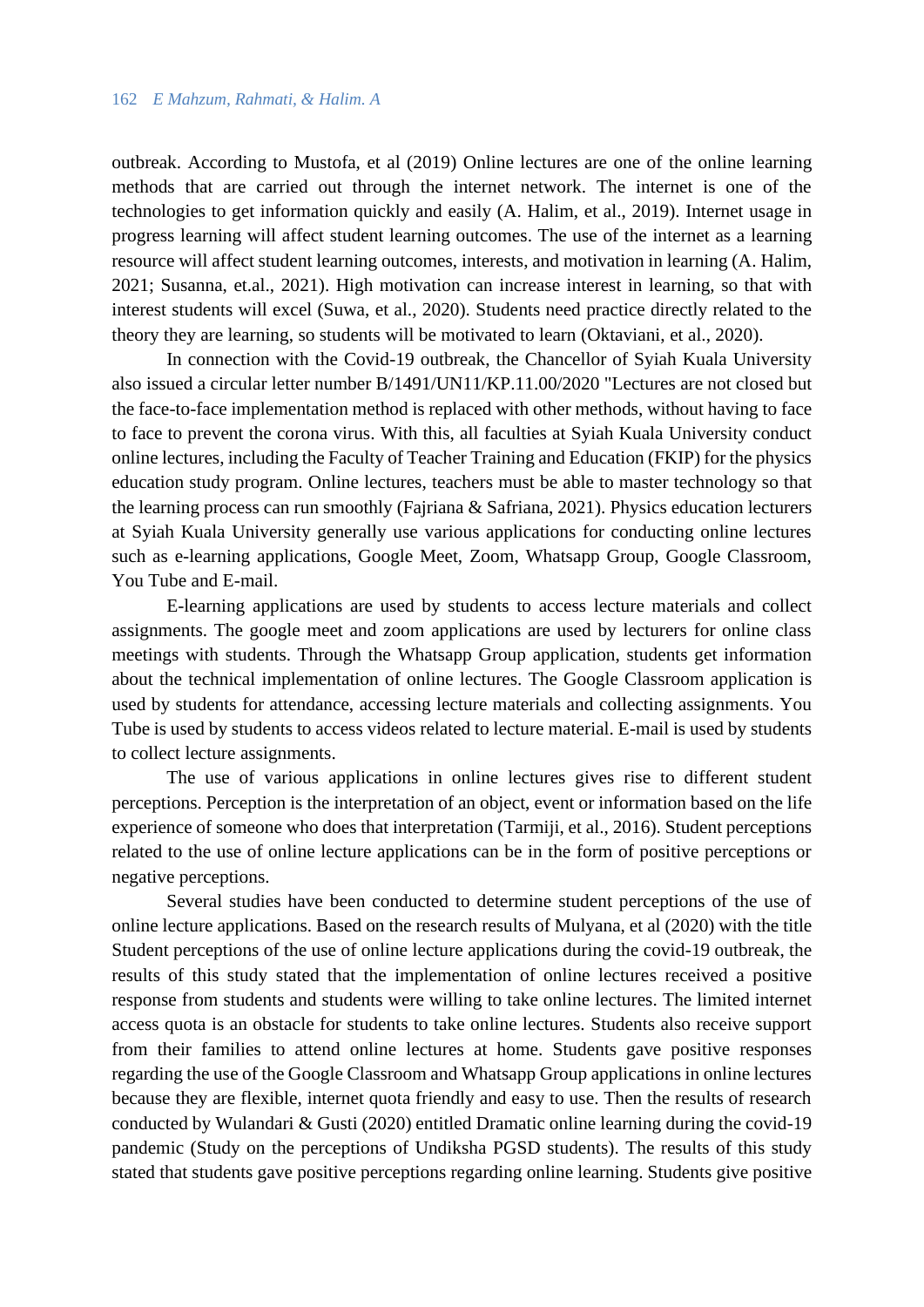outbreak. According to Mustofa, et al (2019) Online lectures are one of the online learning methods that are carried out through the internet network. The internet is one of the technologies to get information quickly and easily (A. Halim, et al., 2019). Internet usage in progress learning will affect student learning outcomes. The use of the internet as a learning resource will affect student learning outcomes, interests, and motivation in learning (A. Halim, 2021; Susanna, et.al., 2021). High motivation can increase interest in learning, so that with interest students will excel (Suwa, et al., 2020). Students need practice directly related to the theory they are learning, so students will be motivated to learn (Oktaviani, et al., 2020).

In connection with the Covid-19 outbreak, the Chancellor of Syiah Kuala University also issued a circular letter number B/1491/UN11/KP.11.00/2020 "Lectures are not closed but the face-to-face implementation method is replaced with other methods, without having to face to face to prevent the corona virus. With this, all faculties at Syiah Kuala University conduct online lectures, including the Faculty of Teacher Training and Education (FKIP) for the physics education study program. Online lectures, teachers must be able to master technology so that the learning process can run smoothly (Fajriana & Safriana, 2021). Physics education lecturers at Syiah Kuala University generally use various applications for conducting online lectures such as e-learning applications, Google Meet, Zoom, Whatsapp Group, Google Classroom, You Tube and E-mail.

E-learning applications are used by students to access lecture materials and collect assignments. The google meet and zoom applications are used by lecturers for online class meetings with students. Through the Whatsapp Group application, students get information about the technical implementation of online lectures. The Google Classroom application is used by students for attendance, accessing lecture materials and collecting assignments. You Tube is used by students to access videos related to lecture material. E-mail is used by students to collect lecture assignments.

The use of various applications in online lectures gives rise to different student perceptions. Perception is the interpretation of an object, event or information based on the life experience of someone who does that interpretation (Tarmiji, et al., 2016). Student perceptions related to the use of online lecture applications can be in the form of positive perceptions or negative perceptions.

Several studies have been conducted to determine student perceptions of the use of online lecture applications. Based on the research results of Mulyana, et al (2020) with the title Student perceptions of the use of online lecture applications during the covid-19 outbreak, the results of this study stated that the implementation of online lectures received a positive response from students and students were willing to take online lectures. The limited internet access quota is an obstacle for students to take online lectures. Students also receive support from their families to attend online lectures at home. Students gave positive responses regarding the use of the Google Classroom and Whatsapp Group applications in online lectures because they are flexible, internet quota friendly and easy to use. Then the results of research conducted by Wulandari & Gusti (2020) entitled Dramatic online learning during the covid-19 pandemic (Study on the perceptions of Undiksha PGSD students). The results of this study stated that students gave positive perceptions regarding online learning. Students give positive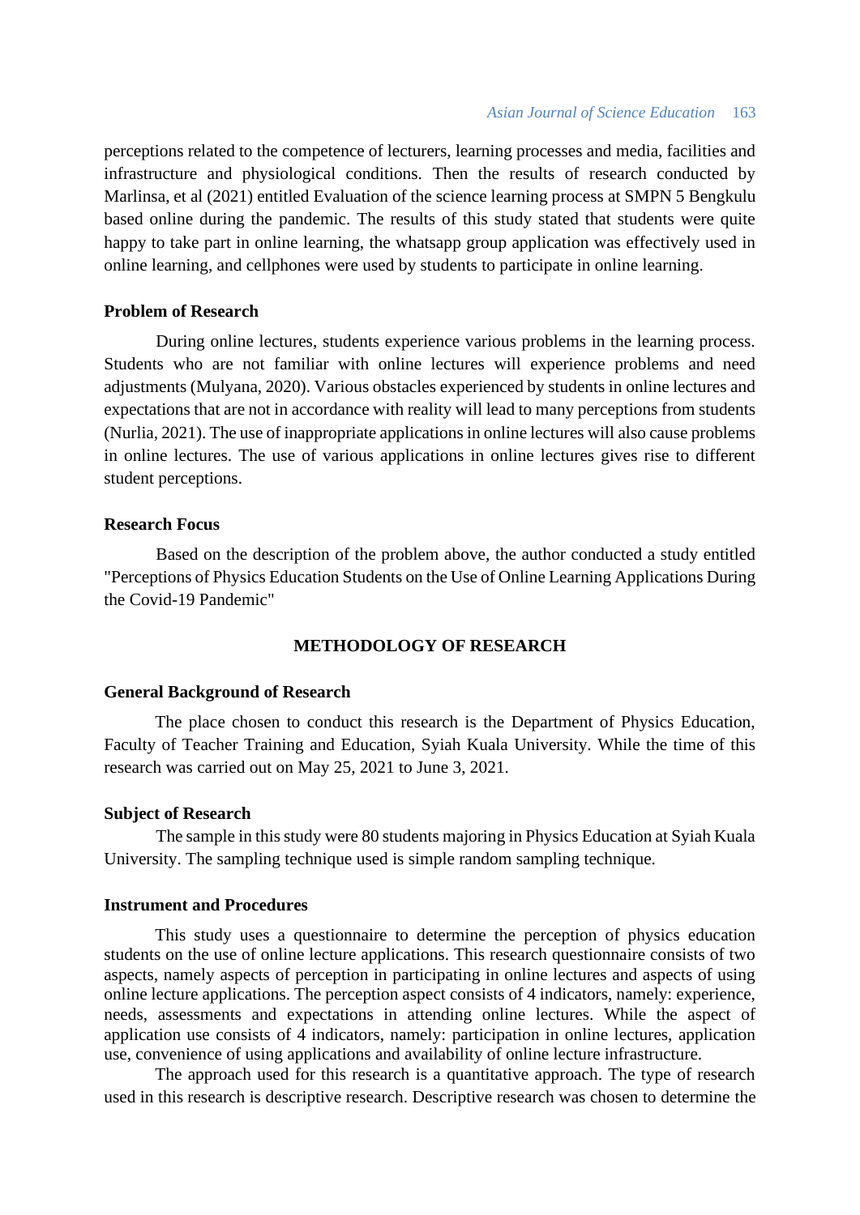perceptions related to the competence of lecturers, learning processes and media, facilities and infrastructure and physiological conditions. Then the results of research conducted by Marlinsa, et al (2021) entitled Evaluation of the science learning process at SMPN 5 Bengkulu based online during the pandemic. The results of this study stated that students were quite happy to take part in online learning, the whatsapp group application was effectively used in online learning, and cellphones were used by students to participate in online learning.

### Problem of Research

During online lectures, students experience various problems in the learning process. Students who are not familiar with online lectures will experience problems and need adjustments (Mulyana, 2020). Various obstacles experienced by students in online lectures and expectations that are not in accordance with reality will lead to many perceptions from students (Nurlia, 2021). The use of inappropriate applications in online lectures will also cause problems in online lectures. The use of various applications in online lectures gives rise to different student perceptions.

### Research Focus

Based on the description of the problem above, the author conducted a study entitled "Perceptions of Physics Education Students on the Use of Online Learning Applications During the Covid-19 Pandemic"

## METHODOLOGY OF RESEARCH

### General Background of Research

The place chosen to conduct this research is the Department of Physics Education, Faculty of Teacher Training and Education, Syiah Kuala University. While the time of this research was carried out on May 25, 2021 to June 3, 2021.

### Subject of Research

The sample in this study were 80 students majoring in Physics Education at Syiah Kuala University. The sampling technique used is simple random sampling technique.

### Instrument and Procedures

This study uses a questionnaire to determine the perception of physics education students on the use of online lecture applications. This research questionnaire consists of two aspects, namely aspects of perception in participating in online lectures and aspects of using online lecture applications. The perception aspect consists of 4 indicators, namely: experience, needs, assessments and expectations in attending online lectures. While the aspect of application use consists of 4 indicators, namely: participation in online lectures, application use, convenience of using applications and availability of online lecture infrastructure.

The approach used for this research is a quantitative approach. The type of research used in this research is descriptive research. Descriptive research was chosen to determine the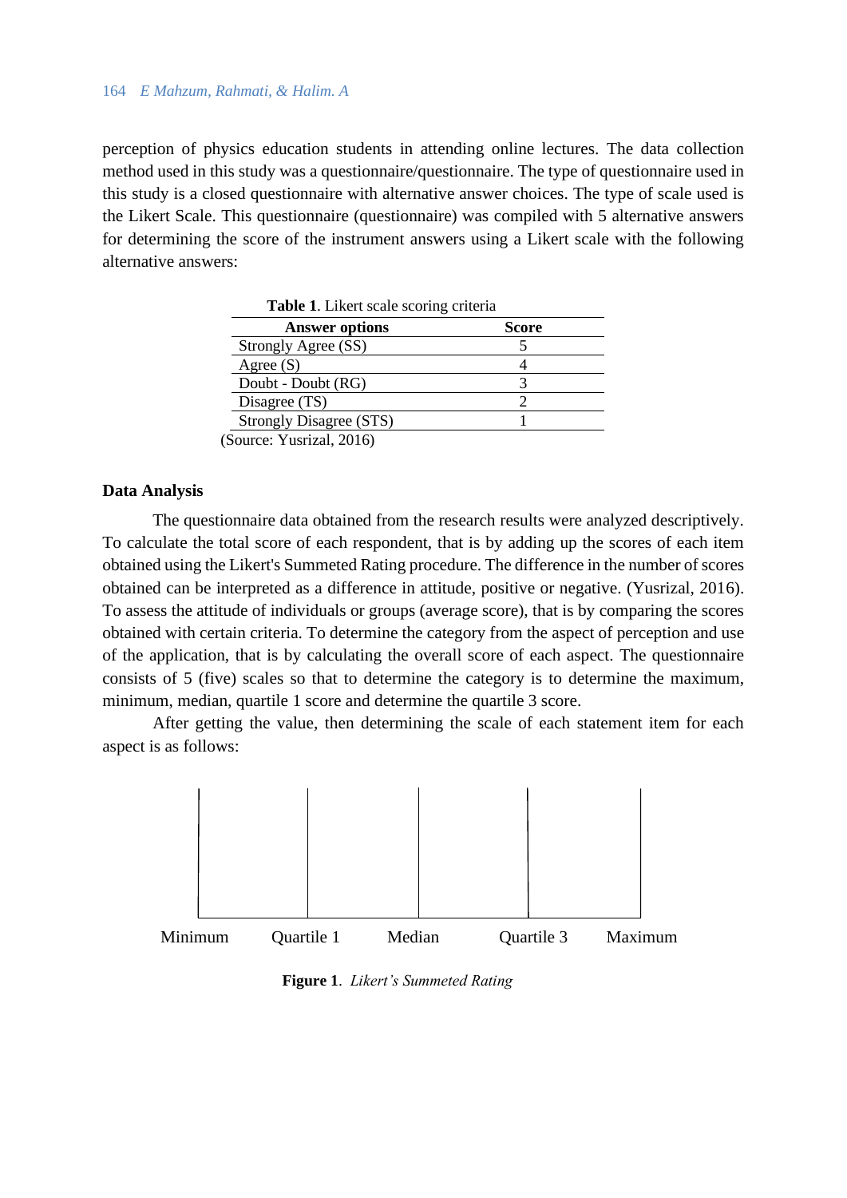perception of physics education students in attending online lectures. The data collection method used in this study was a questionnaire/questionnaire. The type of questionnaire used in this study is a closed questionnaire with alternative answer choices. The type of scale used is the Likert Scale. This questionnaire (questionnaire) was compiled with 5 alternative answers for determining the score of the instrument answers using a Likert scale with the following alternative answers:

**Table 1**. Likert scale scoring criteria

| Answer options | Score |
|---|---|
| Strongly Agree (SS) | 5 |
| Agree (S) | 4 |
| Doubt - Doubt (RG) | 3 |
| Disagree (TS) | 2 |
| Strongly Disagree (STS) | 1 |

(Source: Yusrizal, 2016)

### Data Analysis

The questionnaire data obtained from the research results were analyzed descriptively. To calculate the total score of each respondent, that is by adding up the scores of each item obtained using the Likert's Summeted Rating procedure. The difference in the number of scores obtained can be interpreted as a difference in attitude, positive or negative. (Yusrizal, 2016). To assess the attitude of individuals or groups (average score), that is by comparing the scores obtained with certain criteria. To determine the category from the aspect of perception and use of the application, that is by calculating the overall score of each aspect. The questionnaire consists of 5 (five) scales so that to determine the category is to determine the maximum, minimum, median, quartile 1 score and determine the quartile 3 score.

After getting the value, then determining the scale of each statement item for each aspect is as follows:

Minimum Quartile 1 Median Quartile 3 Maximum

**Figure 1**. *Likert's Summeted Rating*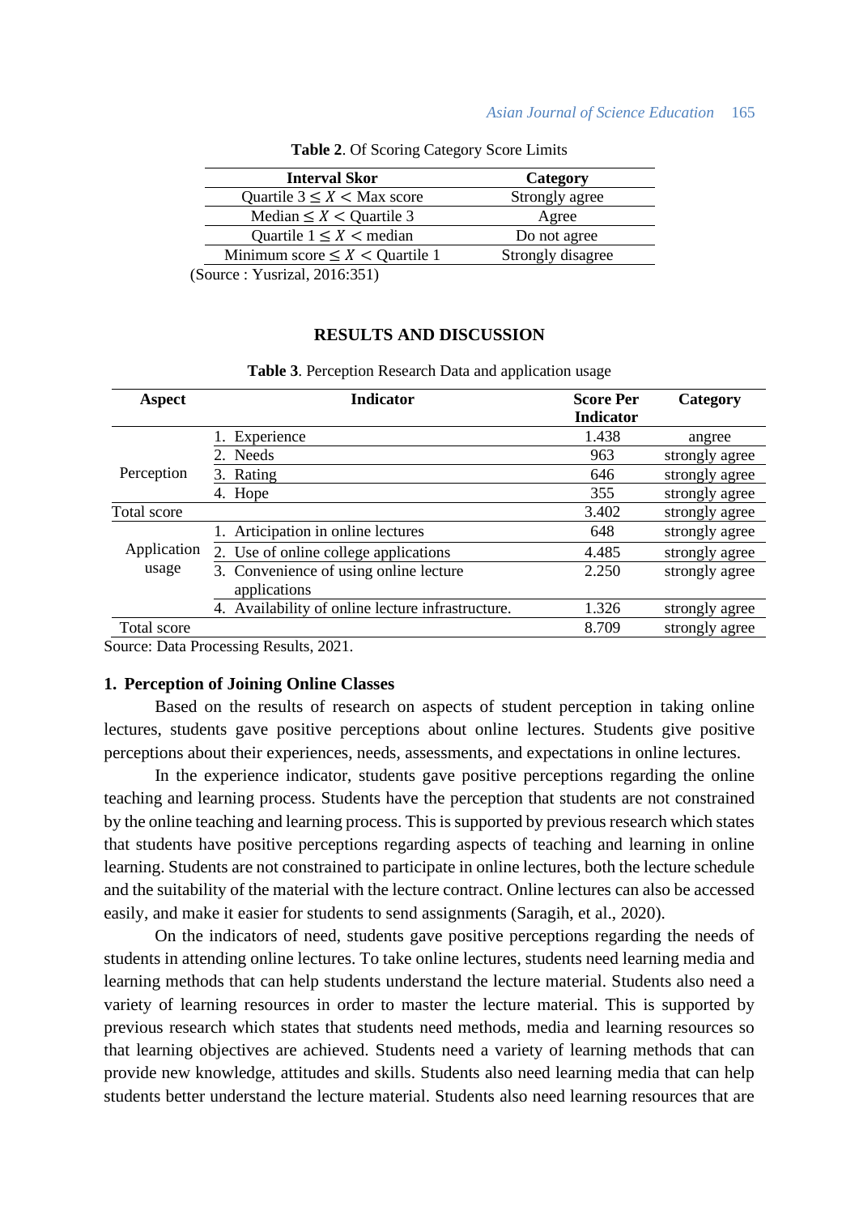**Table 2**. Of Scoring Category Score Limits

| Interval Skor | Category |
|---|---|
| Quartile 3 $\leq X <$ Max score | Strongly agree |
| Median $\leq X <$ Quartile 3 | Agree |
| Quartile 1 $\leq X <$ median | Do not agree |
| Minimum score $\leq X <$ Quartile 1 | Strongly disagree |

(Source : Yusrizal, 2016:351)

## RESULTS AND DISCUSSION

**Table 3**. Perception Research Data and application usage

| Aspect | Indicator | Score Per Indicator | Category |
|---|---|---|---|
| Perception | 1. Experience | 1.438 | angree |
| | 2. Needs | 963 | strongly agree |
| | 3. Rating | 646 | strongly agree |
| | 4. Hope | 355 | strongly agree |
| Total score | | 3.402 | strongly agree |
| Application usage | 1. Articipation in online lectures | 648 | strongly agree |
| | 2. Use of online college applications | 4.485 | strongly agree |
| | 3. Convenience of using online lecture applications | 2.250 | strongly agree |
| | 4. Availability of online lecture infrastructure. | 1.326 | strongly agree |
| Total score | | 8.709 | strongly agree |

Source: Data Processing Results, 2021.

### 1. Perception of Joining Online Classes

Based on the results of research on aspects of student perception in taking online lectures, students gave positive perceptions about online lectures. Students give positive perceptions about their experiences, needs, assessments, and expectations in online lectures.

In the experience indicator, students gave positive perceptions regarding the online teaching and learning process. Students have the perception that students are not constrained by the online teaching and learning process. This is supported by previous research which states that students have positive perceptions regarding aspects of teaching and learning in online learning. Students are not constrained to participate in online lectures, both the lecture schedule and the suitability of the material with the lecture contract. Online lectures can also be accessed easily, and make it easier for students to send assignments (Saragih, et al., 2020).

On the indicators of need, students gave positive perceptions regarding the needs of students in attending online lectures. To take online lectures, students need learning media and learning methods that can help students understand the lecture material. Students also need a variety of learning resources in order to master the lecture material. This is supported by previous research which states that students need methods, media and learning resources so that learning objectives are achieved. Students need a variety of learning methods that can provide new knowledge, attitudes and skills. Students also need learning media that can help students better understand the lecture material. Students also need learning resources that are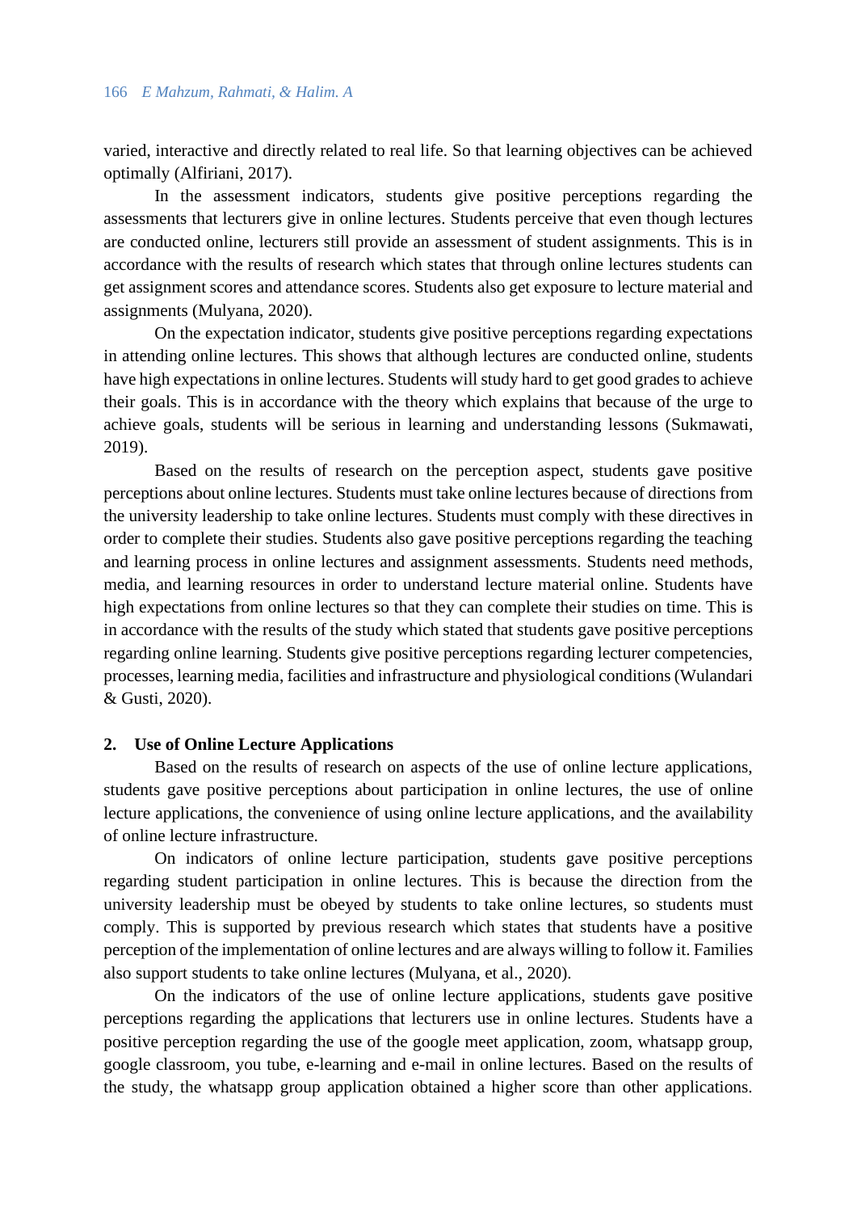varied, interactive and directly related to real life. So that learning objectives can be achieved optimally (Alfiriani, 2017).

In the assessment indicators, students give positive perceptions regarding the assessments that lecturers give in online lectures. Students perceive that even though lectures are conducted online, lecturers still provide an assessment of student assignments. This is in accordance with the results of research which states that through online lectures students can get assignment scores and attendance scores. Students also get exposure to lecture material and assignments (Mulyana, 2020).

On the expectation indicator, students give positive perceptions regarding expectations in attending online lectures. This shows that although lectures are conducted online, students have high expectations in online lectures. Students will study hard to get good grades to achieve their goals. This is in accordance with the theory which explains that because of the urge to achieve goals, students will be serious in learning and understanding lessons (Sukmawati, 2019).

Based on the results of research on the perception aspect, students gave positive perceptions about online lectures. Students must take online lectures because of directions from the university leadership to take online lectures. Students must comply with these directives in order to complete their studies. Students also gave positive perceptions regarding the teaching and learning process in online lectures and assignment assessments. Students need methods, media, and learning resources in order to understand lecture material online. Students have high expectations from online lectures so that they can complete their studies on time. This is in accordance with the results of the study which stated that students gave positive perceptions regarding online learning. Students give positive perceptions regarding lecturer competencies, processes, learning media, facilities and infrastructure and physiological conditions (Wulandari & Gusti, 2020).

## 2. Use of Online Lecture Applications

Based on the results of research on aspects of the use of online lecture applications, students gave positive perceptions about participation in online lectures, the use of online lecture applications, the convenience of using online lecture applications, and the availability of online lecture infrastructure.

On indicators of online lecture participation, students gave positive perceptions regarding student participation in online lectures. This is because the direction from the university leadership must be obeyed by students to take online lectures, so students must comply. This is supported by previous research which states that students have a positive perception of the implementation of online lectures and are always willing to follow it. Families also support students to take online lectures (Mulyana, et al., 2020).

On the indicators of the use of online lecture applications, students gave positive perceptions regarding the applications that lecturers use in online lectures. Students have a positive perception regarding the use of the google meet application, zoom, whatsapp group, google classroom, you tube, e-learning and e-mail in online lectures. Based on the results of the study, the whatsapp group application obtained a higher score than other applications.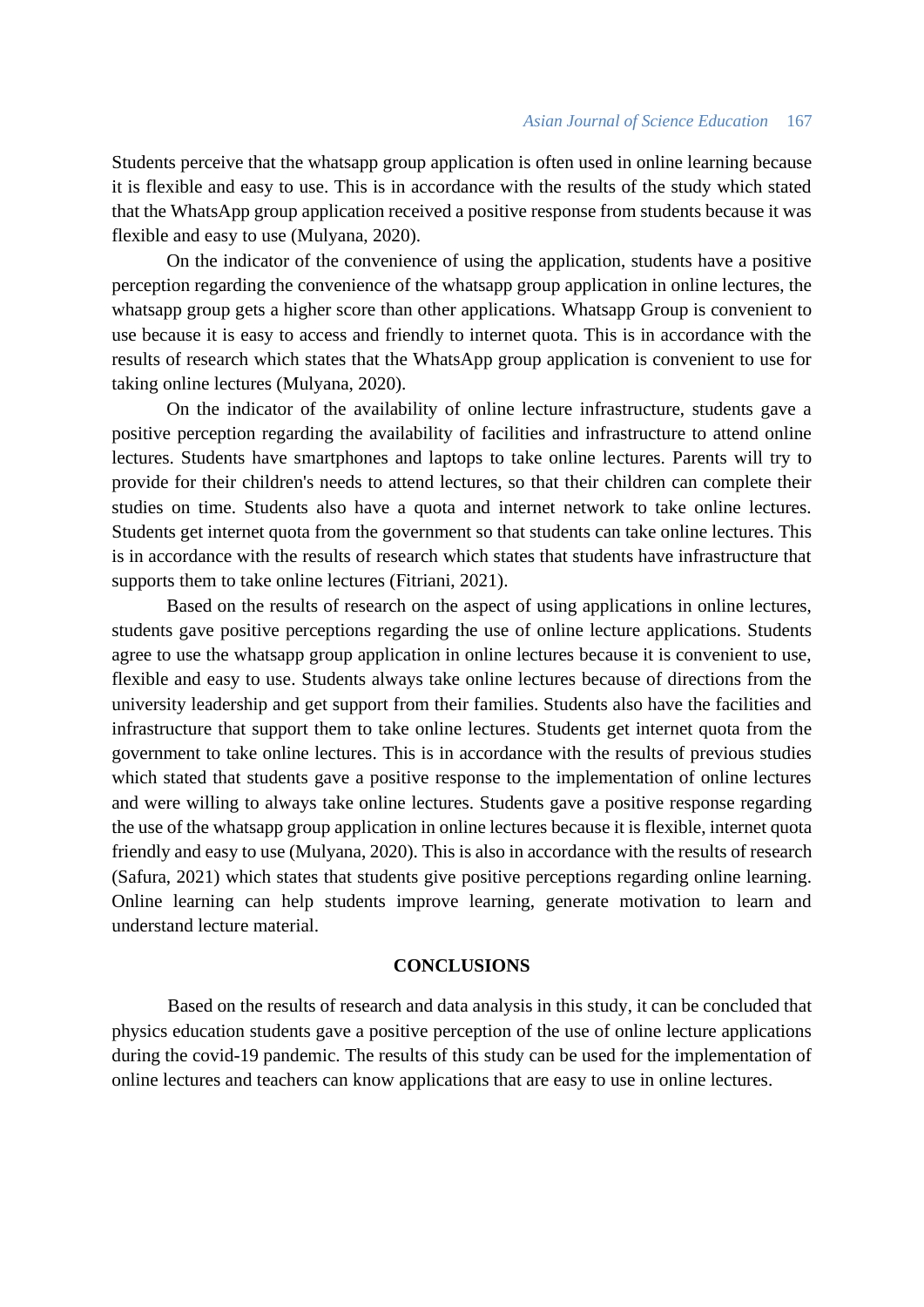Students perceive that the whatsapp group application is often used in online learning because it is flexible and easy to use. This is in accordance with the results of the study which stated that the WhatsApp group application received a positive response from students because it was flexible and easy to use (Mulyana, 2020).

On the indicator of the convenience of using the application, students have a positive perception regarding the convenience of the whatsapp group application in online lectures, the whatsapp group gets a higher score than other applications. Whatsapp Group is convenient to use because it is easy to access and friendly to internet quota. This is in accordance with the results of research which states that the WhatsApp group application is convenient to use for taking online lectures (Mulyana, 2020).

On the indicator of the availability of online lecture infrastructure, students gave a positive perception regarding the availability of facilities and infrastructure to attend online lectures. Students have smartphones and laptops to take online lectures. Parents will try to provide for their children's needs to attend lectures, so that their children can complete their studies on time. Students also have a quota and internet network to take online lectures. Students get internet quota from the government so that students can take online lectures. This is in accordance with the results of research which states that students have infrastructure that supports them to take online lectures (Fitriani, 2021).

Based on the results of research on the aspect of using applications in online lectures, students gave positive perceptions regarding the use of online lecture applications. Students agree to use the whatsapp group application in online lectures because it is convenient to use, flexible and easy to use. Students always take online lectures because of directions from the university leadership and get support from their families. Students also have the facilities and infrastructure that support them to take online lectures. Students get internet quota from the government to take online lectures. This is in accordance with the results of previous studies which stated that students gave a positive response to the implementation of online lectures and were willing to always take online lectures. Students gave a positive response regarding the use of the whatsapp group application in online lectures because it is flexible, internet quota friendly and easy to use (Mulyana, 2020). This is also in accordance with the results of research (Safura, 2021) which states that students give positive perceptions regarding online learning. Online learning can help students improve learning, generate motivation to learn and understand lecture material.

## CONCLUSIONS

Based on the results of research and data analysis in this study, it can be concluded that physics education students gave a positive perception of the use of online lecture applications during the covid-19 pandemic. The results of this study can be used for the implementation of online lectures and teachers can know applications that are easy to use in online lectures.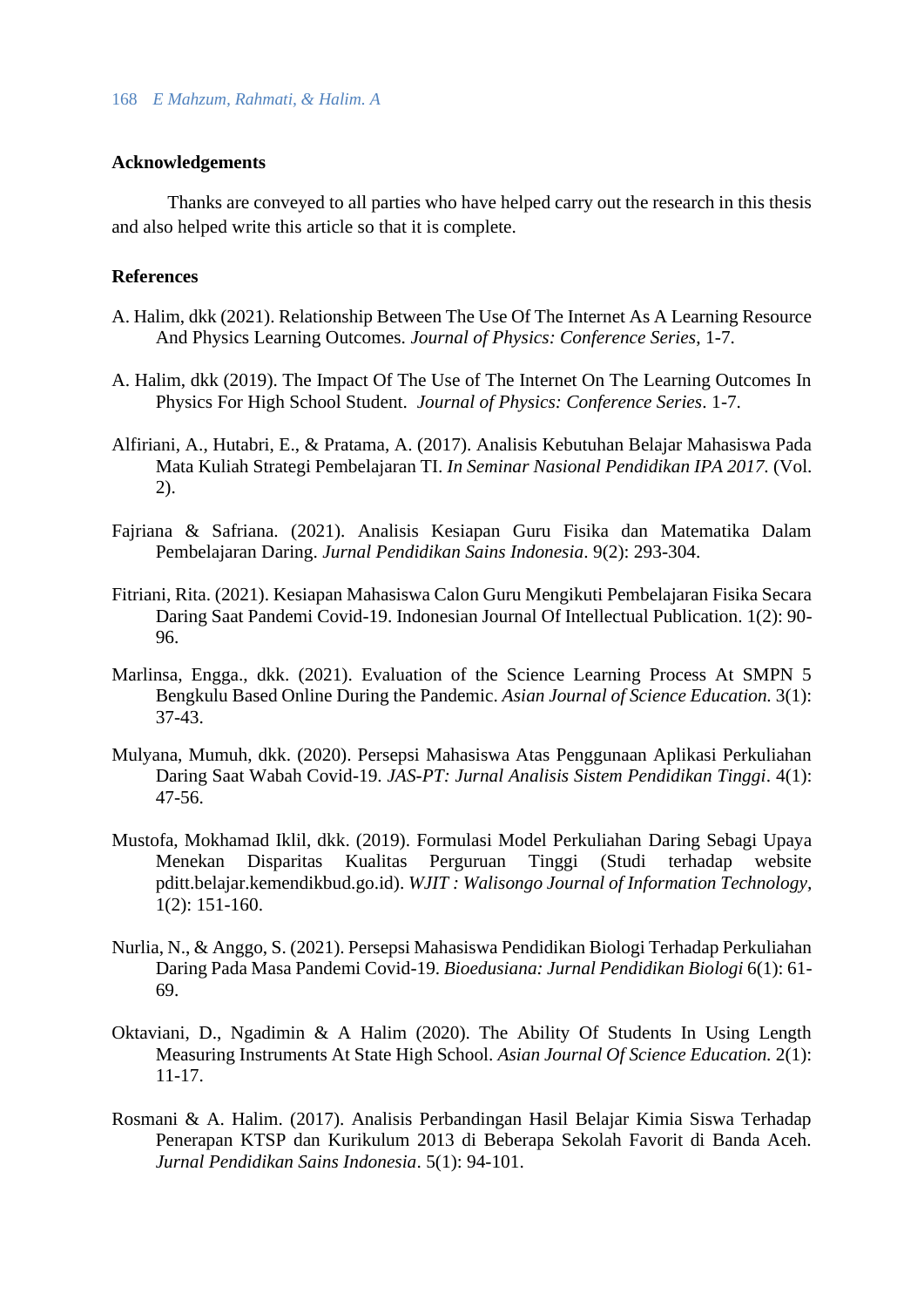## Acknowledgements

Thanks are conveyed to all parties who have helped carry out the research in this thesis and also helped write this article so that it is complete.

## References

A. Halim, dkk (2021). Relationship Between The Use Of The Internet As A Learning Resource And Physics Learning Outcomes. *Journal of Physics: Conference Series*, 1-7.

A. Halim, dkk (2019). The Impact Of The Use of The Internet On The Learning Outcomes In Physics For High School Student. *Journal of Physics: Conference Series*. 1-7.

Alfiriani, A., Hutabri, E., & Pratama, A. (2017). Analisis Kebutuhan Belajar Mahasiswa Pada Mata Kuliah Strategi Pembelajaran TI. *In Seminar Nasional Pendidikan IPA 2017*. (Vol. 2).

Fajriana & Safriana. (2021). Analisis Kesiapan Guru Fisika dan Matematika Dalam Pembelajaran Daring. *Jurnal Pendidikan Sains Indonesia*. 9(2): 293-304.

Fitriani, Rita. (2021). Kesiapan Mahasiswa Calon Guru Mengikuti Pembelajaran Fisika Secara Daring Saat Pandemi Covid-19. Indonesian Journal Of Intellectual Publication. 1(2): 90-96.

Marlinsa, Engga., dkk. (2021). Evaluation of the Science Learning Process At SMPN 5 Bengkulu Based Online During the Pandemic. *Asian Journal of Science Education.* 3(1): 37-43.

Mulyana, Mumuh, dkk. (2020). Persepsi Mahasiswa Atas Penggunaan Aplikasi Perkuliahan Daring Saat Wabah Covid-19. *JAS-PT: Jurnal Analisis Sistem Pendidikan Tinggi*. 4(1): 47-56.

Mustofa, Mokhamad Iklil, dkk. (2019). Formulasi Model Perkuliahan Daring Sebagi Upaya Menekan Disparitas Kualitas Perguruan Tinggi (Studi terhadap website pditt.belajar.kemendikbud.go.id). *WJIT : Walisongo Journal of Information Technology*, 1(2): 151-160.

Nurlia, N., & Anggo, S. (2021). Persepsi Mahasiswa Pendidikan Biologi Terhadap Perkuliahan Daring Pada Masa Pandemi Covid-19. *Bioedusiana: Jurnal Pendidikan Biologi* 6(1): 61-69.

Oktaviani, D., Ngadimin & A Halim (2020). The Ability Of Students In Using Length Measuring Instruments At State High School. *Asian Journal Of Science Education.* 2(1): 11-17.

Rosmani & A. Halim. (2017). Analisis Perbandingan Hasil Belajar Kimia Siswa Terhadap Penerapan KTSP dan Kurikulum 2013 di Beberapa Sekolah Favorit di Banda Aceh. *Jurnal Pendidikan Sains Indonesia*. 5(1): 94-101.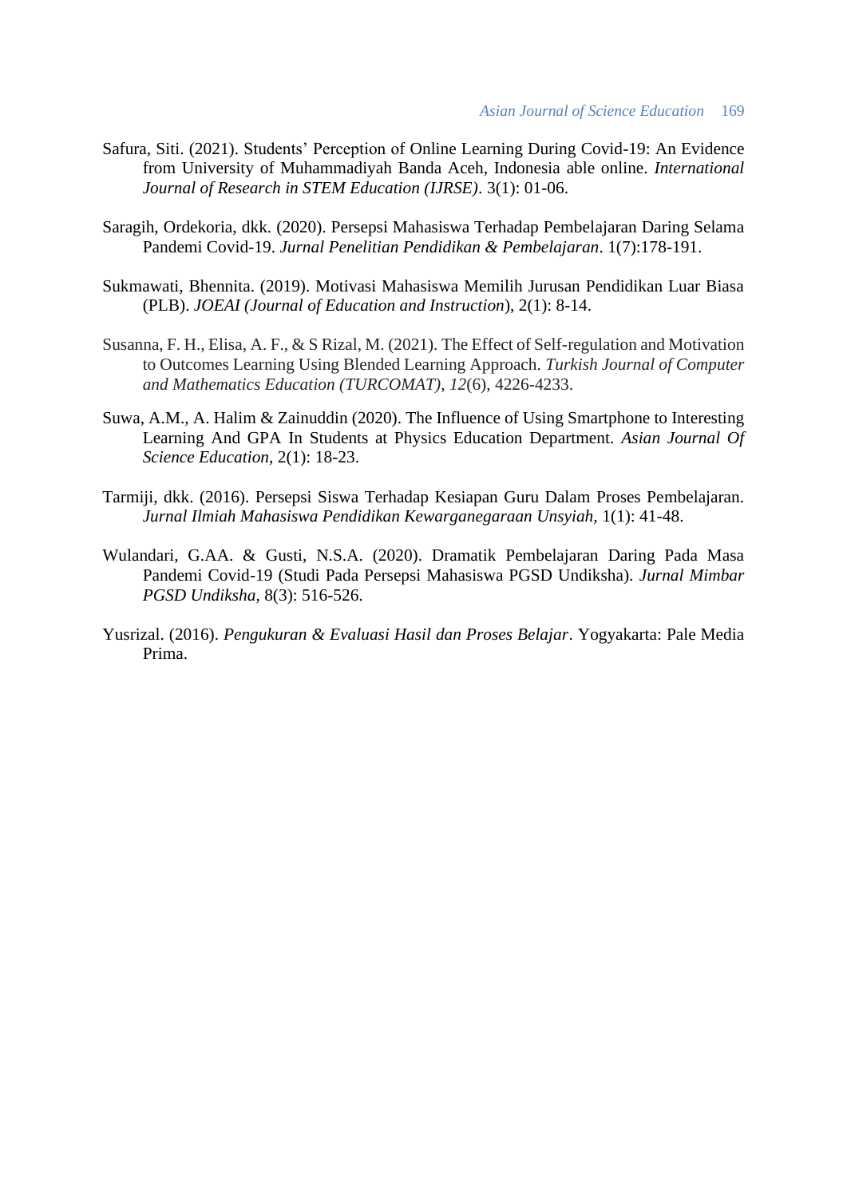Safura, Siti. (2021). Students' Perception of Online Learning During Covid-19: An Evidence from University of Muhammadiyah Banda Aceh, Indonesia able online. *International Journal of Research in STEM Education (IJRSE)*. 3(1): 01-06.

Saragih, Ordekoria, dkk. (2020). Persepsi Mahasiswa Terhadap Pembelajaran Daring Selama Pandemi Covid-19. *Jurnal Penelitian Pendidikan & Pembelajaran*. 1(7):178-191.

Sukmawati, Bhennita. (2019). Motivasi Mahasiswa Memilih Jurusan Pendidikan Luar Biasa (PLB). *JOEAI (Journal of Education and Instruction*), 2(1): 8-14.

Susanna, F. H., Elisa, A. F., & S Rizal, M. (2021). The Effect of Self-regulation and Motivation to Outcomes Learning Using Blended Learning Approach. *Turkish Journal of Computer and Mathematics Education (TURCOMAT)*, *12*(6), 4226-4233.

Suwa, A.M., A. Halim & Zainuddin (2020). The Influence of Using Smartphone to Interesting Learning And GPA In Students at Physics Education Department. *Asian Journal Of Science Education*, 2(1): 18-23.

Tarmiji, dkk. (2016). Persepsi Siswa Terhadap Kesiapan Guru Dalam Proses Pembelajaran. *Jurnal Ilmiah Mahasiswa Pendidikan Kewarganegaraan Unsyiah*, 1(1): 41-48.

Wulandari, G.AA. & Gusti, N.S.A. (2020). Dramatik Pembelajaran Daring Pada Masa Pandemi Covid-19 (Studi Pada Persepsi Mahasiswa PGSD Undiksha). *Jurnal Mimbar PGSD Undiksha*, 8(3): 516-526.

Yusrizal. (2016). *Pengukuran & Evaluasi Hasil dan Proses Belajar*. Yogyakarta: Pale Media Prima.